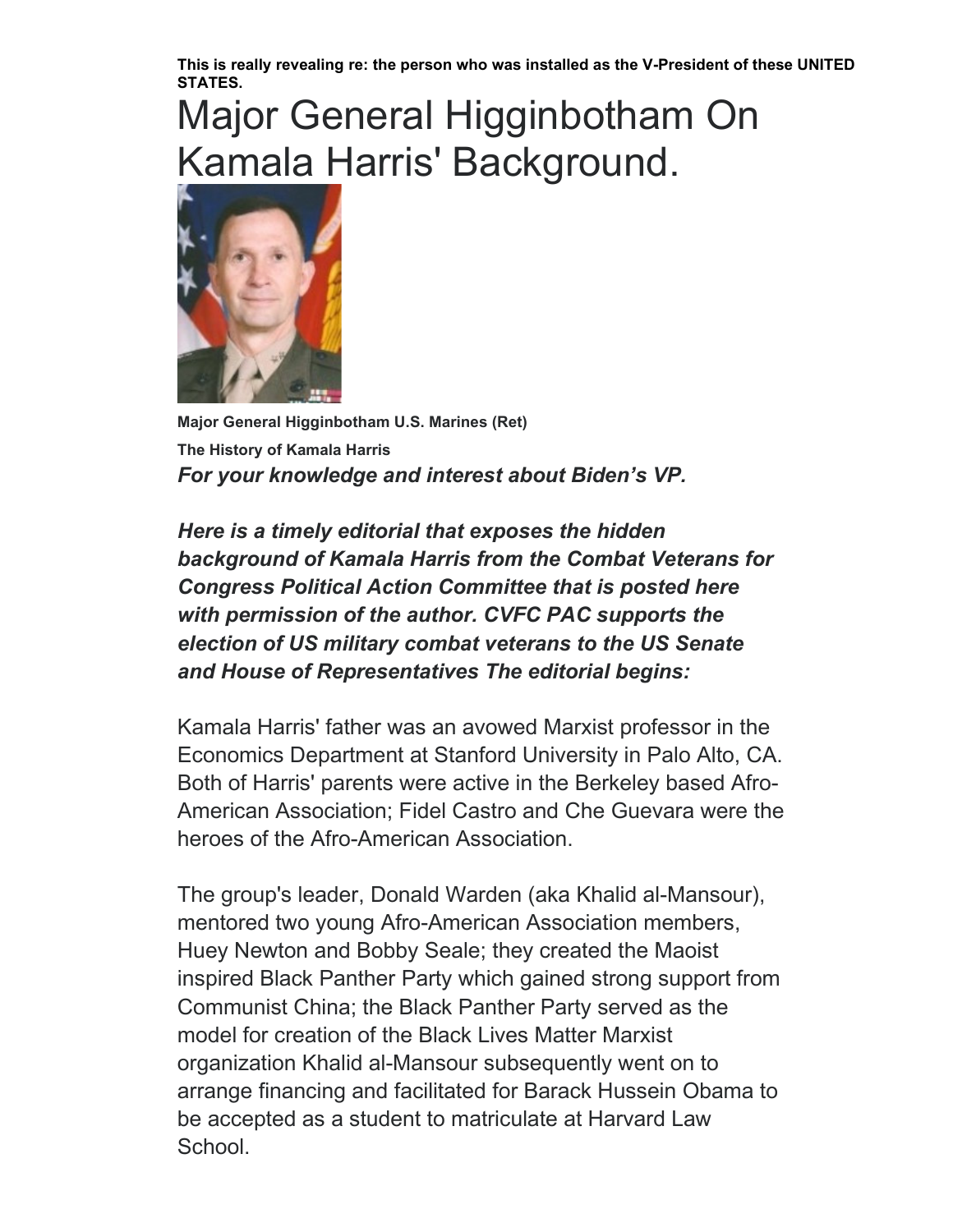**This is really revealing re: the person who was installed as the V-President of these UNITED STATES.**

# Major General Higginbotham On Kamala Harris' Background.

**Major General Higginbotham U.S. Marines (Ret)**

**The History of Kamala Harris**

***For your knowledge and interest about Biden's VP.***

***Here is a timely editorial that exposes the hidden background of Kamala Harris from the Combat Veterans for Congress Political Action Committee that is posted here with permission of the author. CVFC PAC supports the election of US military combat veterans to the US Senate and House of Representatives The editorial begins:***

Kamala Harris' father was an avowed Marxist professor in the Economics Department at Stanford University in Palo Alto, CA. Both of Harris' parents were active in the Berkeley based Afro-American Association; Fidel Castro and Che Guevara were the heroes of the Afro-American Association.

The group's leader, Donald Warden (aka Khalid al-Mansour), mentored two young Afro-American Association members, Huey Newton and Bobby Seale; they created the Maoist inspired Black Panther Party which gained strong support from Communist China; the Black Panther Party served as the model for creation of the Black Lives Matter Marxist organization Khalid al-Mansour subsequently went on to arrange financing and facilitated for Barack Hussein Obama to be accepted as a student to matriculate at Harvard Law School.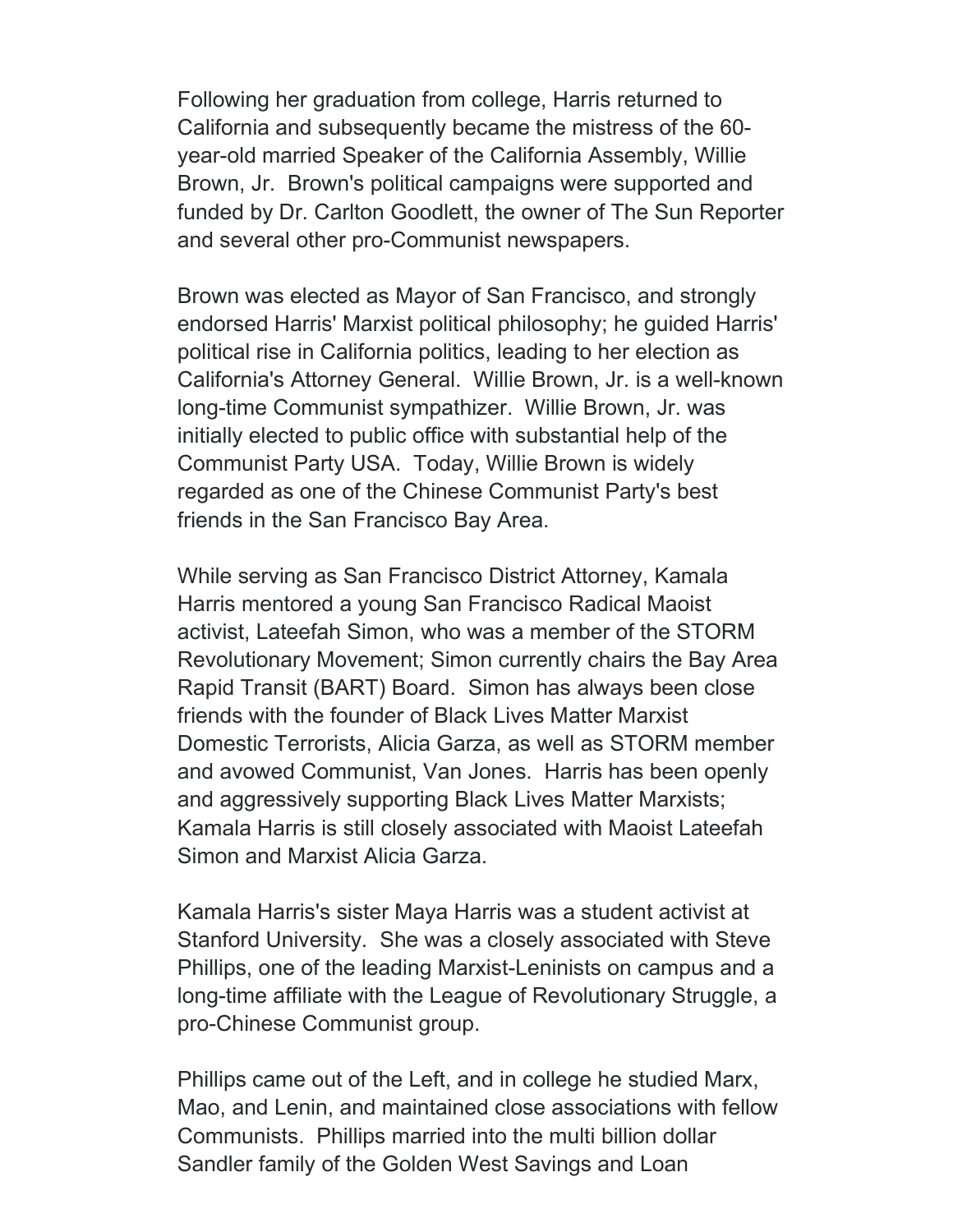Following her graduation from college, Harris returned to California and subsequently became the mistress of the 60-year-old married Speaker of the California Assembly, Willie Brown, Jr.  Brown's political campaigns were supported and funded by Dr. Carlton Goodlett, the owner of The Sun Reporter and several other pro-Communist newspapers.

Brown was elected as Mayor of San Francisco, and strongly endorsed Harris' Marxist political philosophy; he guided Harris' political rise in California politics, leading to her election as California's Attorney General.  Willie Brown, Jr. is a well-known long-time Communist sympathizer.  Willie Brown, Jr. was initially elected to public office with substantial help of the Communist Party USA.  Today, Willie Brown is widely regarded as one of the Chinese Communist Party's best friends in the San Francisco Bay Area.

While serving as San Francisco District Attorney, Kamala Harris mentored a young San Francisco Radical Maoist activist, Lateefah Simon, who was a member of the STORM Revolutionary Movement; Simon currently chairs the Bay Area Rapid Transit (BART) Board.  Simon has always been close friends with the founder of Black Lives Matter Marxist Domestic Terrorists, Alicia Garza, as well as STORM member and avowed Communist, Van Jones.  Harris has been openly and aggressively supporting Black Lives Matter Marxists; Kamala Harris is still closely associated with Maoist Lateefah Simon and Marxist Alicia Garza.

Kamala Harris's sister Maya Harris was a student activist at Stanford University.  She was a closely associated with Steve Phillips, one of the leading Marxist-Leninists on campus and a long-time affiliate with the League of Revolutionary Struggle, a pro-Chinese Communist group.

Phillips came out of the Left, and in college he studied Marx, Mao, and Lenin, and maintained close associations with fellow Communists.  Phillips married into the multi billion dollar Sandler family of the Golden West Savings and Loan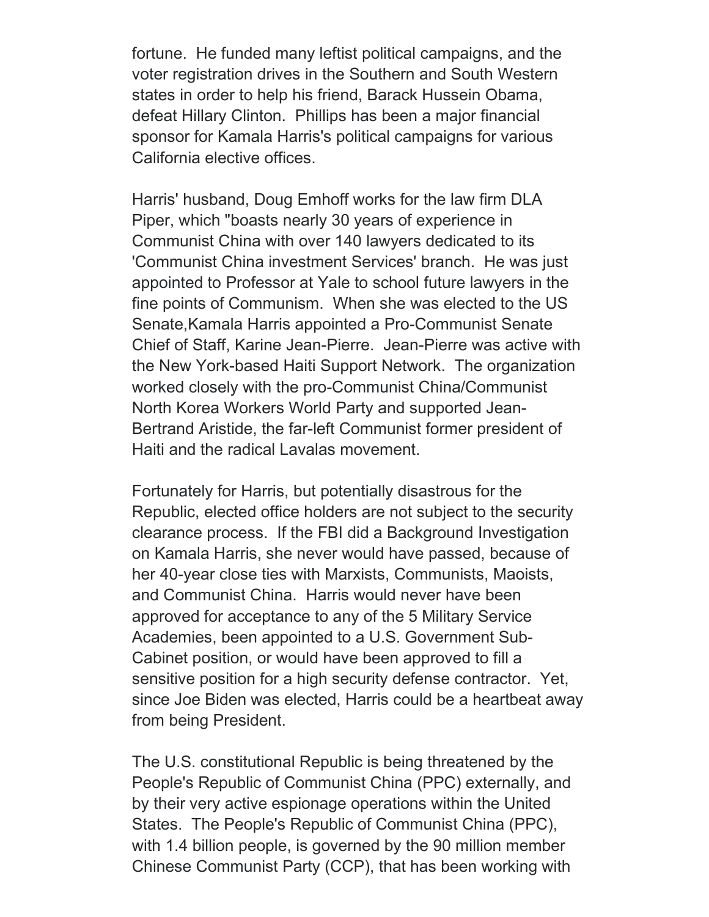fortune. He funded many leftist political campaigns, and the voter registration drives in the Southern and South Western states in order to help his friend, Barack Hussein Obama, defeat Hillary Clinton. Phillips has been a major financial sponsor for Kamala Harris's political campaigns for various California elective offices.

Harris' husband, Doug Emhoff works for the law firm DLA Piper, which "boasts nearly 30 years of experience in Communist China with over 140 lawyers dedicated to its 'Communist China investment Services' branch. He was just appointed to Professor at Yale to school future lawyers in the fine points of Communism. When she was elected to the US Senate,Kamala Harris appointed a Pro-Communist Senate Chief of Staff, Karine Jean-Pierre. Jean-Pierre was active with the New York-based Haiti Support Network. The organization worked closely with the pro-Communist China/Communist North Korea Workers World Party and supported Jean-Bertrand Aristide, the far-left Communist former president of Haiti and the radical Lavalas movement.

Fortunately for Harris, but potentially disastrous for the Republic, elected office holders are not subject to the security clearance process. If the FBI did a Background Investigation on Kamala Harris, she never would have passed, because of her 40-year close ties with Marxists, Communists, Maoists, and Communist China. Harris would never have been approved for acceptance to any of the 5 Military Service Academies, been appointed to a U.S. Government Sub-Cabinet position, or would have been approved to fill a sensitive position for a high security defense contractor. Yet, since Joe Biden was elected, Harris could be a heartbeat away from being President.

The U.S. constitutional Republic is being threatened by the People's Republic of Communist China (PPC) externally, and by their very active espionage operations within the United States. The People's Republic of Communist China (PPC), with 1.4 billion people, is governed by the 90 million member Chinese Communist Party (CCP), that has been working with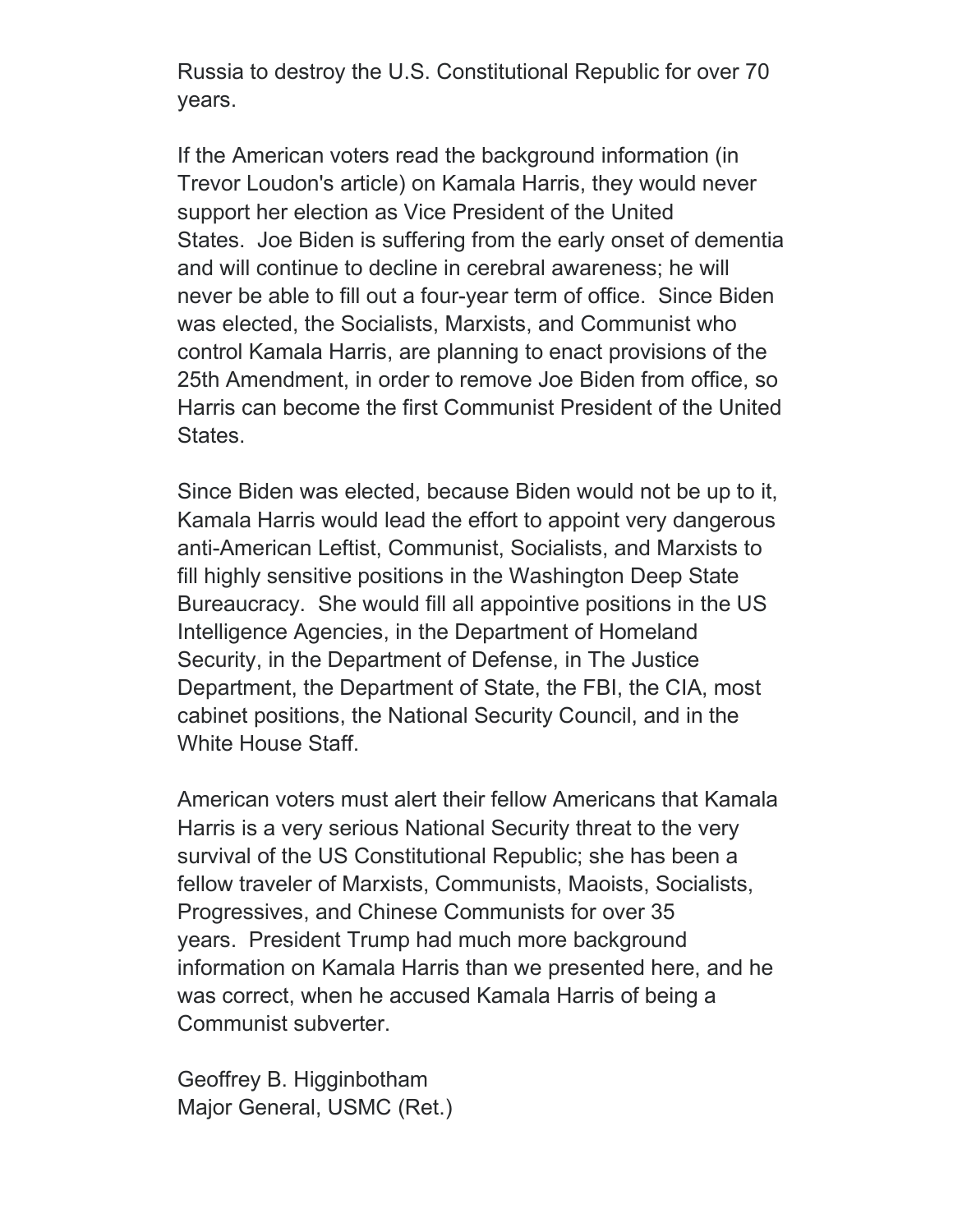Russia to destroy the U.S. Constitutional Republic for over 70 years.

If the American voters read the background information (in Trevor Loudon's article) on Kamala Harris, they would never support her election as Vice President of the United States. Joe Biden is suffering from the early onset of dementia and will continue to decline in cerebral awareness; he will never be able to fill out a four-year term of office. Since Biden was elected, the Socialists, Marxists, and Communist who control Kamala Harris, are planning to enact provisions of the 25th Amendment, in order to remove Joe Biden from office, so Harris can become the first Communist President of the United States.

Since Biden was elected, because Biden would not be up to it, Kamala Harris would lead the effort to appoint very dangerous anti-American Leftist, Communist, Socialists, and Marxists to fill highly sensitive positions in the Washington Deep State Bureaucracy. She would fill all appointive positions in the US Intelligence Agencies, in the Department of Homeland Security, in the Department of Defense, in The Justice Department, the Department of State, the FBI, the CIA, most cabinet positions, the National Security Council, and in the White House Staff.

American voters must alert their fellow Americans that Kamala Harris is a very serious National Security threat to the very survival of the US Constitutional Republic; she has been a fellow traveler of Marxists, Communists, Maoists, Socialists, Progressives, and Chinese Communists for over 35 years. President Trump had much more background information on Kamala Harris than we presented here, and he was correct, when he accused Kamala Harris of being a Communist subverter.

Geoffrey B. Higginbotham
Major General, USMC (Ret.)